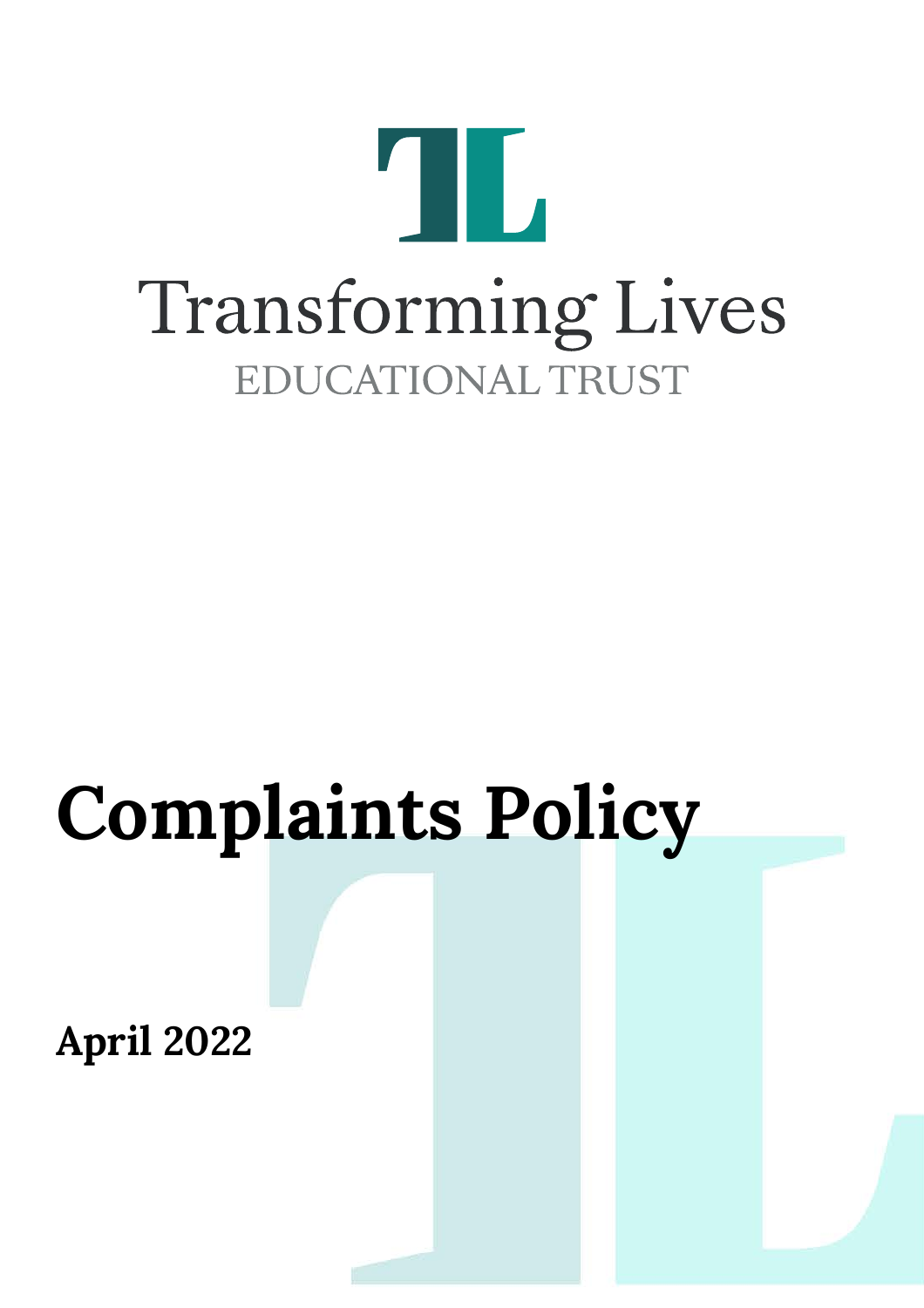Transforming Lives

EDUCATIONAL TRUST

# Complaints Policy

**April 2022**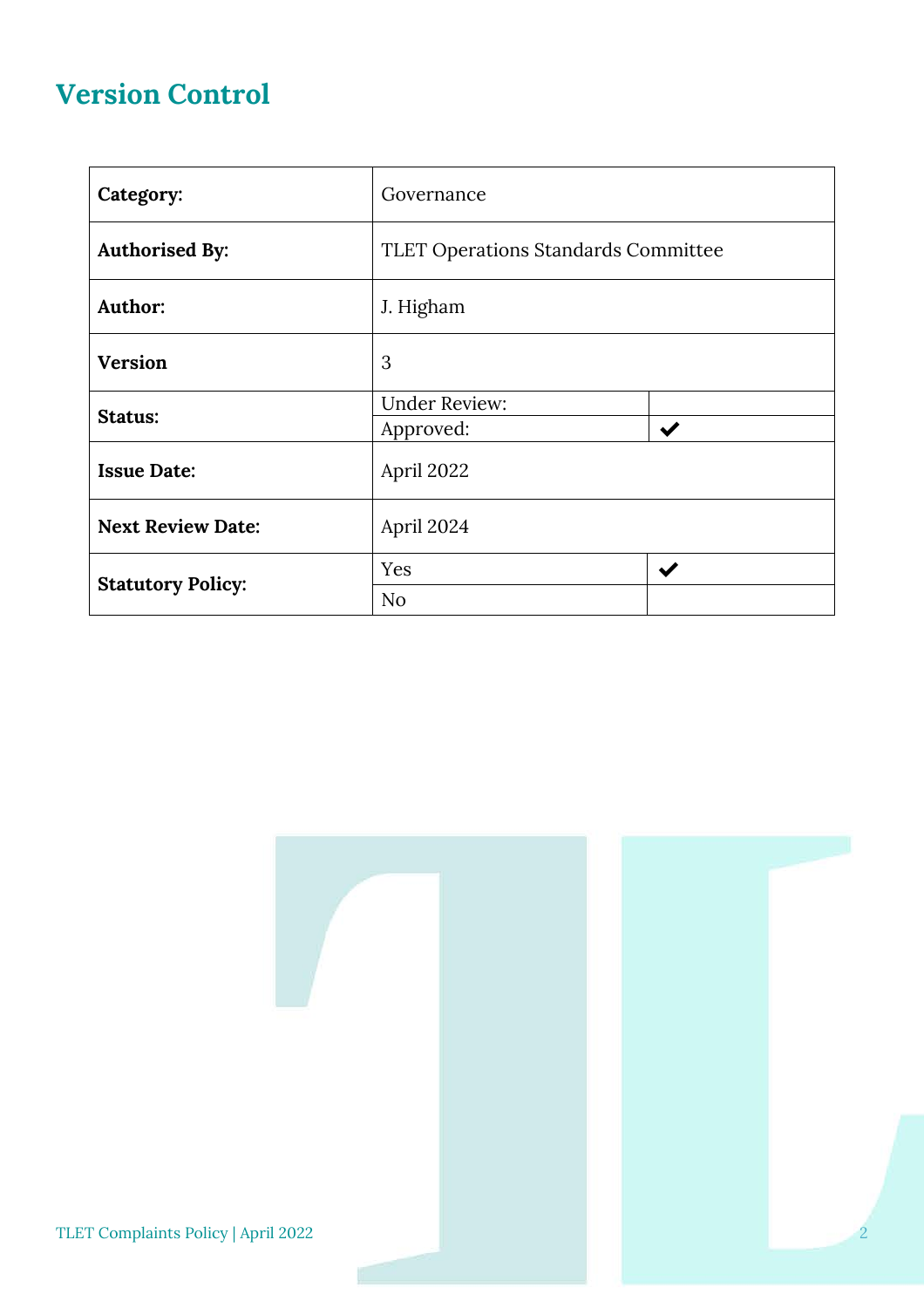# Version Control

| | | |
|---|---|---|
| **Category:** | Governance | |
| **Authorised By:** | TLET Operations Standards Committee | |
| **Author:** | J. Higham | |
| **Version** | 3 | |
| **Status:** | Under Review: | |
| | Approved: | ✔ |
| **Issue Date:** | April 2022 | |
| **Next Review Date:** | April 2024 | |
| **Statutory Policy:** | Yes | ✔ |
| | No | |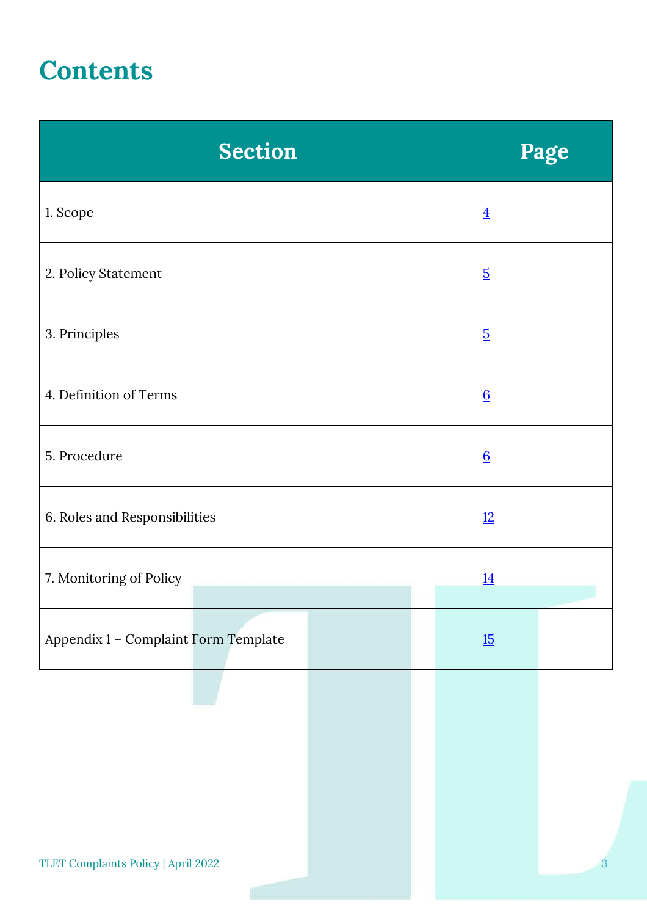# Contents

| Section | Page |
|---|---|
| 1. Scope | 4 |
| 2. Policy Statement | 5 |
| 3. Principles | 5 |
| 4. Definition of Terms | 6 |
| 5. Procedure | 6 |
| 6. Roles and Responsibilities | 12 |
| 7. Monitoring of Policy | 14 |
| Appendix 1 – Complaint Form Template | 15 |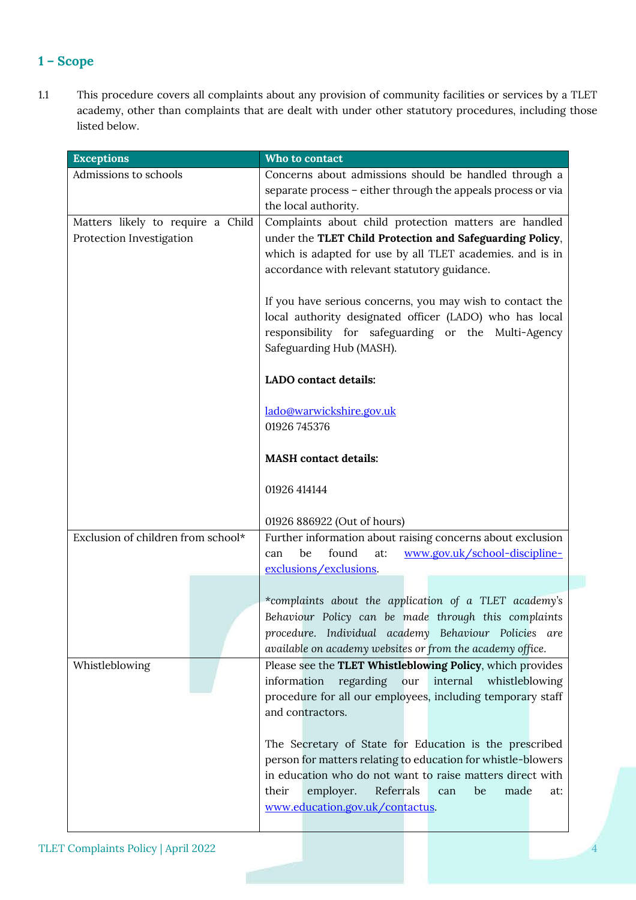## 1 – Scope

1.1 This procedure covers all complaints about any provision of community facilities or services by a TLET academy, other than complaints that are dealt with under other statutory procedures, including those listed below.

| Exceptions | Who to contact |
|---|---|
| Admissions to schools | Concerns about admissions should be handled through a separate process – either through the appeals process or via the local authority. |
| Matters likely to require a Child Protection Investigation | Complaints about child protection matters are handled under the **TLET Child Protection and Safeguarding Policy**, which is adapted for use by all TLET academies. and is in accordance with relevant statutory guidance.<br><br>If you have serious concerns, you may wish to contact the local authority designated officer (LADO) who has local responsibility for safeguarding or the Multi-Agency Safeguarding Hub (MASH).<br><br>**LADO contact details:**<br><br>lado@warwickshire.gov.uk<br>01926 745376<br><br>**MASH contact details:**<br><br>01926 414144<br><br>01926 886922 (Out of hours) |
| Exclusion of children from school* | Further information about raising concerns about exclusion can be found at: www.gov.uk/school-discipline-exclusions/exclusions.<br><br>*\*complaints about the application of a TLET academy's Behaviour Policy can be made through this complaints procedure. Individual academy Behaviour Policies are available on academy websites or from the academy office.* |
| Whistleblowing | Please see the **TLET Whistleblowing Policy**, which provides information regarding our internal whistleblowing procedure for all our employees, including temporary staff and contractors.<br><br>The Secretary of State for Education is the prescribed person for matters relating to education for whistle-blowers in education who do not want to raise matters direct with their employer. Referrals can be made at: www.education.gov.uk/contactus. |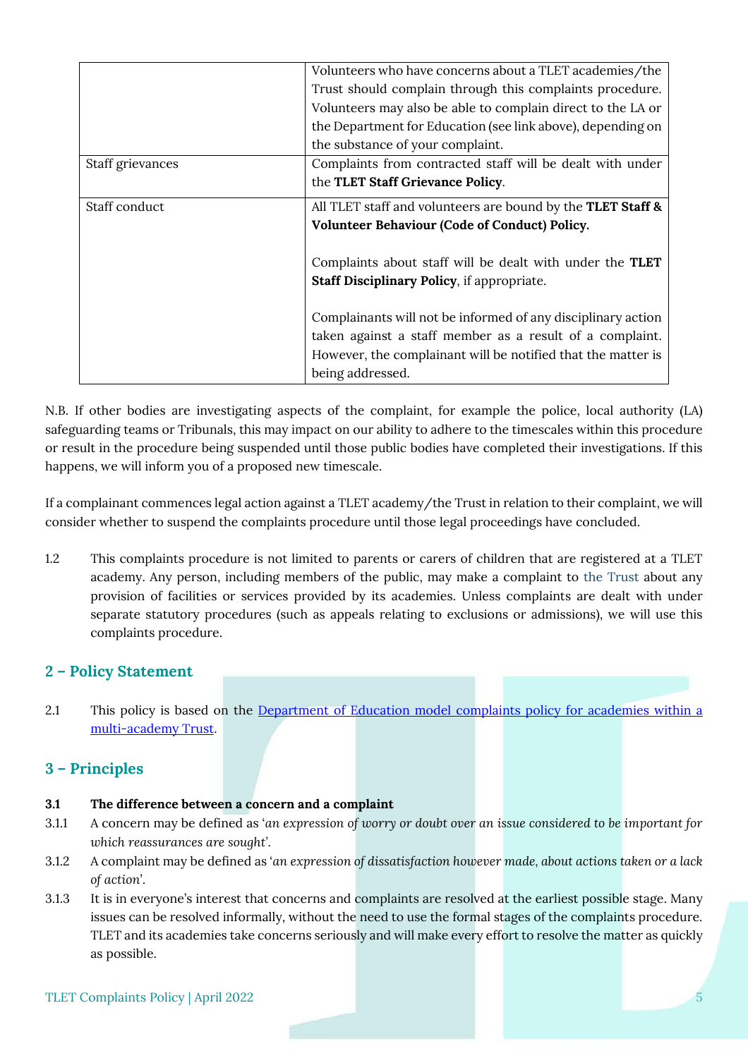|  |  |
|---|---|
|  | Volunteers who have concerns about a TLET academies/the Trust should complain through this complaints procedure. Volunteers may also be able to complain direct to the LA or the Department for Education (see link above), depending on the substance of your complaint. |
| Staff grievances | Complaints from contracted staff will be dealt with under the **TLET Staff Grievance Policy**. |
| Staff conduct | All TLET staff and volunteers are bound by the **TLET Staff & Volunteer Behaviour (Code of Conduct) Policy.**<br><br>Complaints about staff will be dealt with under the **TLET Staff Disciplinary Policy**, if appropriate.<br><br>Complainants will not be informed of any disciplinary action taken against a staff member as a result of a complaint. However, the complainant will be notified that the matter is being addressed. |

N.B. If other bodies are investigating aspects of the complaint, for example the police, local authority (LA) safeguarding teams or Tribunals, this may impact on our ability to adhere to the timescales within this procedure or result in the procedure being suspended until those public bodies have completed their investigations. If this happens, we will inform you of a proposed new timescale.

If a complainant commences legal action against a TLET academy/the Trust in relation to their complaint, we will consider whether to suspend the complaints procedure until those legal proceedings have concluded.

1.2 This complaints procedure is not limited to parents or carers of children that are registered at a TLET academy. Any person, including members of the public, may make a complaint to the Trust about any provision of facilities or services provided by its academies. Unless complaints are dealt with under separate statutory procedures (such as appeals relating to exclusions or admissions), we will use this complaints procedure.

## 2 – Policy Statement

2.1 This policy is based on the [Department of Education model complaints policy for academies within a multi-academy Trust](#).

## 3 – Principles

**3.1 The difference between a concern and a complaint**

3.1.1 A concern may be defined as '*an expression of worry or doubt over an issue considered to be important for which reassurances are sought*'.

3.1.2 A complaint may be defined as '*an expression of dissatisfaction however made, about actions taken or a lack of action*'.

3.1.3 It is in everyone's interest that concerns and complaints are resolved at the earliest possible stage. Many issues can be resolved informally, without the need to use the formal stages of the complaints procedure. TLET and its academies take concerns seriously and will make every effort to resolve the matter as quickly as possible.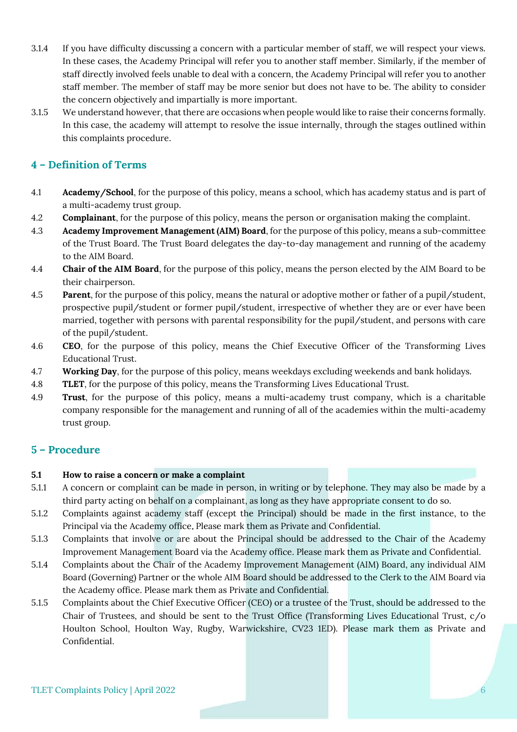3.1.4 If you have difficulty discussing a concern with a particular member of staff, we will respect your views. In these cases, the Academy Principal will refer you to another staff member. Similarly, if the member of staff directly involved feels unable to deal with a concern, the Academy Principal will refer you to another staff member. The member of staff may be more senior but does not have to be. The ability to consider the concern objectively and impartially is more important.

3.1.5 We understand however, that there are occasions when people would like to raise their concerns formally. In this case, the academy will attempt to resolve the issue internally, through the stages outlined within this complaints procedure.

## 4 – Definition of Terms

4.1 **Academy/School**, for the purpose of this policy, means a school, which has academy status and is part of a multi-academy trust group.

4.2 **Complainant**, for the purpose of this policy, means the person or organisation making the complaint.

4.3 **Academy Improvement Management (AIM) Board**, for the purpose of this policy, means a sub-committee of the Trust Board. The Trust Board delegates the day-to-day management and running of the academy to the AIM Board.

4.4 **Chair of the AIM Board**, for the purpose of this policy, means the person elected by the AIM Board to be their chairperson.

4.5 **Parent**, for the purpose of this policy, means the natural or adoptive mother or father of a pupil/student, prospective pupil/student or former pupil/student, irrespective of whether they are or ever have been married, together with persons with parental responsibility for the pupil/student, and persons with care of the pupil/student.

4.6 **CEO**, for the purpose of this policy, means the Chief Executive Officer of the Transforming Lives Educational Trust.

4.7 **Working Day**, for the purpose of this policy, means weekdays excluding weekends and bank holidays.

4.8 **TLET**, for the purpose of this policy, means the Transforming Lives Educational Trust.

4.9 **Trust**, for the purpose of this policy, means a multi-academy trust company, which is a charitable company responsible for the management and running of all of the academies within the multi-academy trust group.

## 5 – Procedure

**5.1 How to raise a concern or make a complaint**

5.1.1 A concern or complaint can be made in person, in writing or by telephone. They may also be made by a third party acting on behalf on a complainant, as long as they have appropriate consent to do so.

5.1.2 Complaints against academy staff (except the Principal) should be made in the first instance, to the Principal via the Academy office. Please mark them as Private and Confidential.

5.1.3 Complaints that involve or are about the Principal should be addressed to the Chair of the Academy Improvement Management Board via the Academy office. Please mark them as Private and Confidential.

5.1.4 Complaints about the Chair of the Academy Improvement Management (AIM) Board, any individual AIM Board (Governing) Partner or the whole AIM Board should be addressed to the Clerk to the AIM Board via the Academy office. Please mark them as Private and Confidential.

5.1.5 Complaints about the Chief Executive Officer (CEO) or a trustee of the Trust, should be addressed to the Chair of Trustees, and should be sent to the Trust Office (Transforming Lives Educational Trust, c/o Houlton School, Houlton Way, Rugby, Warwickshire, CV23 1ED). Please mark them as Private and Confidential.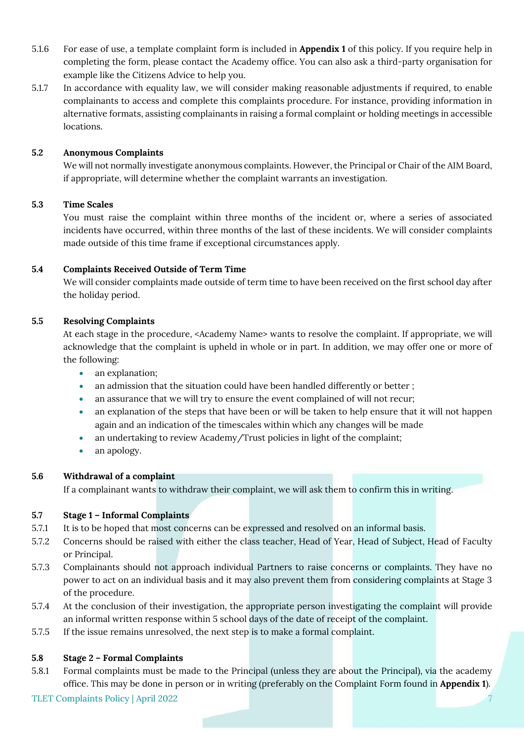5.1.6 For ease of use, a template complaint form is included in **Appendix 1** of this policy. If you require help in completing the form, please contact the Academy office. You can also ask a third-party organisation for example like the Citizens Advice to help you.

5.1.7 In accordance with equality law, we will consider making reasonable adjustments if required, to enable complainants to access and complete this complaints procedure. For instance, providing information in alternative formats, assisting complainants in raising a formal complaint or holding meetings in accessible locations.

### 5.2 Anonymous Complaints

We will not normally investigate anonymous complaints. However, the Principal or Chair of the AIM Board, if appropriate, will determine whether the complaint warrants an investigation.

### 5.3 Time Scales

You must raise the complaint within three months of the incident or, where a series of associated incidents have occurred, within three months of the last of these incidents. We will consider complaints made outside of this time frame if exceptional circumstances apply.

### 5.4 Complaints Received Outside of Term Time

We will consider complaints made outside of term time to have been received on the first school day after the holiday period.

### 5.5 Resolving Complaints

At each stage in the procedure, <Academy Name> wants to resolve the complaint. If appropriate, we will acknowledge that the complaint is upheld in whole or in part. In addition, we may offer one or more of the following:

- an explanation;
- an admission that the situation could have been handled differently or better ;
- an assurance that we will try to ensure the event complained of will not recur;
- an explanation of the steps that have been or will be taken to help ensure that it will not happen again and an indication of the timescales within which any changes will be made
- an undertaking to review Academy/Trust policies in light of the complaint;
- an apology.

### 5.6 Withdrawal of a complaint

If a complainant wants to withdraw their complaint, we will ask them to confirm this in writing.

### 5.7 Stage 1 – Informal Complaints

5.7.1 It is to be hoped that most concerns can be expressed and resolved on an informal basis.

5.7.2 Concerns should be raised with either the class teacher, Head of Year, Head of Subject, Head of Faculty or Principal.

5.7.3 Complainants should not approach individual Partners to raise concerns or complaints. They have no power to act on an individual basis and it may also prevent them from considering complaints at Stage 3 of the procedure.

5.7.4 At the conclusion of their investigation, the appropriate person investigating the complaint will provide an informal written response within 5 school days of the date of receipt of the complaint.

5.7.5 If the issue remains unresolved, the next step is to make a formal complaint.

### 5.8 Stage 2 – Formal Complaints

5.8.1 Formal complaints must be made to the Principal (unless they are about the Principal), via the academy office. This may be done in person or in writing (preferably on the Complaint Form found in **Appendix 1**).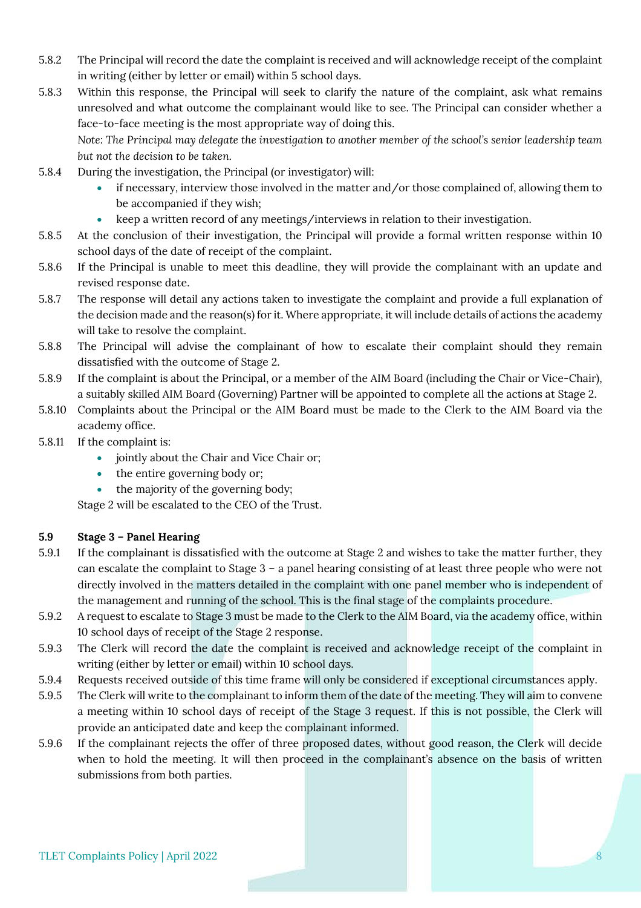5.8.2 The Principal will record the date the complaint is received and will acknowledge receipt of the complaint in writing (either by letter or email) within 5 school days.

5.8.3 Within this response, the Principal will seek to clarify the nature of the complaint, ask what remains unresolved and what outcome the complainant would like to see. The Principal can consider whether a face-to-face meeting is the most appropriate way of doing this.

*Note: The Principal may delegate the investigation to another member of the school's senior leadership team but not the decision to be taken.*

5.8.4 During the investigation, the Principal (or investigator) will:

- if necessary, interview those involved in the matter and/or those complained of, allowing them to be accompanied if they wish;
- keep a written record of any meetings/interviews in relation to their investigation.

5.8.5 At the conclusion of their investigation, the Principal will provide a formal written response within 10 school days of the date of receipt of the complaint.

5.8.6 If the Principal is unable to meet this deadline, they will provide the complainant with an update and revised response date.

5.8.7 The response will detail any actions taken to investigate the complaint and provide a full explanation of the decision made and the reason(s) for it. Where appropriate, it will include details of actions the academy will take to resolve the complaint.

5.8.8 The Principal will advise the complainant of how to escalate their complaint should they remain dissatisfied with the outcome of Stage 2.

5.8.9 If the complaint is about the Principal, or a member of the AIM Board (including the Chair or Vice-Chair), a suitably skilled AIM Board (Governing) Partner will be appointed to complete all the actions at Stage 2.

5.8.10 Complaints about the Principal or the AIM Board must be made to the Clerk to the AIM Board via the academy office.

5.8.11 If the complaint is:

- jointly about the Chair and Vice Chair or;
- the entire governing body or;
- the majority of the governing body;

Stage 2 will be escalated to the CEO of the Trust.

**5.9 Stage 3 – Panel Hearing**

5.9.1 If the complainant is dissatisfied with the outcome at Stage 2 and wishes to take the matter further, they can escalate the complaint to Stage 3 – a panel hearing consisting of at least three people who were not directly involved in the matters detailed in the complaint with one panel member who is independent of the management and running of the school. This is the final stage of the complaints procedure.

5.9.2 A request to escalate to Stage 3 must be made to the Clerk to the AIM Board, via the academy office, within 10 school days of receipt of the Stage 2 response.

5.9.3 The Clerk will record the date the complaint is received and acknowledge receipt of the complaint in writing (either by letter or email) within 10 school days.

5.9.4 Requests received outside of this time frame will only be considered if exceptional circumstances apply.

5.9.5 The Clerk will write to the complainant to inform them of the date of the meeting. They will aim to convene a meeting within 10 school days of receipt of the Stage 3 request. If this is not possible, the Clerk will provide an anticipated date and keep the complainant informed.

5.9.6 If the complainant rejects the offer of three proposed dates, without good reason, the Clerk will decide when to hold the meeting. It will then proceed in the complainant's absence on the basis of written submissions from both parties.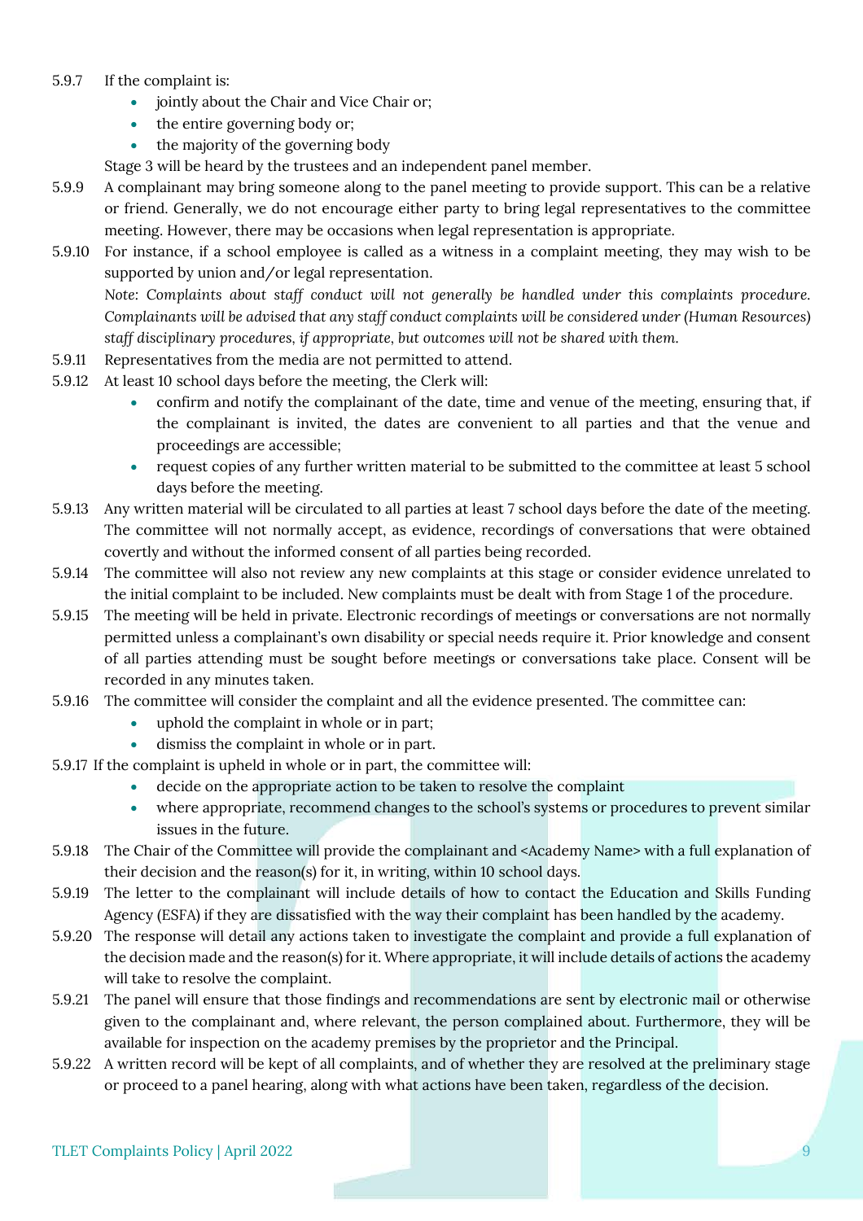5.9.7 If the complaint is:

- jointly about the Chair and Vice Chair or;
- the entire governing body or;
- the majority of the governing body

Stage 3 will be heard by the trustees and an independent panel member.

5.9.9 A complainant may bring someone along to the panel meeting to provide support. This can be a relative or friend. Generally, we do not encourage either party to bring legal representatives to the committee meeting. However, there may be occasions when legal representation is appropriate.

5.9.10 For instance, if a school employee is called as a witness in a complaint meeting, they may wish to be supported by union and/or legal representation.

*Note: Complaints about staff conduct will not generally be handled under this complaints procedure. Complainants will be advised that any staff conduct complaints will be considered under (Human Resources) staff disciplinary procedures, if appropriate, but outcomes will not be shared with them.*

5.9.11 Representatives from the media are not permitted to attend.

5.9.12 At least 10 school days before the meeting, the Clerk will:

- confirm and notify the complainant of the date, time and venue of the meeting, ensuring that, if the complainant is invited, the dates are convenient to all parties and that the venue and proceedings are accessible;
- request copies of any further written material to be submitted to the committee at least 5 school days before the meeting.

5.9.13 Any written material will be circulated to all parties at least 7 school days before the date of the meeting. The committee will not normally accept, as evidence, recordings of conversations that were obtained covertly and without the informed consent of all parties being recorded.

5.9.14 The committee will also not review any new complaints at this stage or consider evidence unrelated to the initial complaint to be included. New complaints must be dealt with from Stage 1 of the procedure.

5.9.15 The meeting will be held in private. Electronic recordings of meetings or conversations are not normally permitted unless a complainant's own disability or special needs require it. Prior knowledge and consent of all parties attending must be sought before meetings or conversations take place. Consent will be recorded in any minutes taken.

5.9.16 The committee will consider the complaint and all the evidence presented. The committee can:

- uphold the complaint in whole or in part;
- dismiss the complaint in whole or in part.

5.9.17 If the complaint is upheld in whole or in part, the committee will:

- decide on the appropriate action to be taken to resolve the complaint
- where appropriate, recommend changes to the school's systems or procedures to prevent similar issues in the future.

5.9.18 The Chair of the Committee will provide the complainant and <Academy Name> with a full explanation of their decision and the reason(s) for it, in writing, within 10 school days.

5.9.19 The letter to the complainant will include details of how to contact the Education and Skills Funding Agency (ESFA) if they are dissatisfied with the way their complaint has been handled by the academy.

5.9.20 The response will detail any actions taken to investigate the complaint and provide a full explanation of the decision made and the reason(s) for it. Where appropriate, it will include details of actions the academy will take to resolve the complaint.

5.9.21 The panel will ensure that those findings and recommendations are sent by electronic mail or otherwise given to the complainant and, where relevant, the person complained about. Furthermore, they will be available for inspection on the academy premises by the proprietor and the Principal.

5.9.22 A written record will be kept of all complaints, and of whether they are resolved at the preliminary stage or proceed to a panel hearing, along with what actions have been taken, regardless of the decision.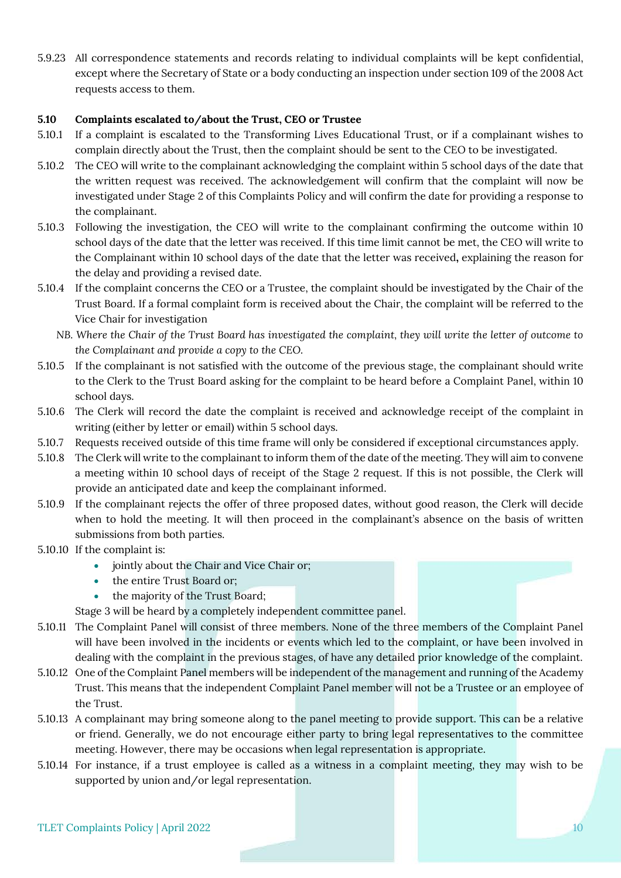5.9.23 All correspondence statements and records relating to individual complaints will be kept confidential, except where the Secretary of State or a body conducting an inspection under section 109 of the 2008 Act requests access to them.

**5.10 Complaints escalated to/about the Trust, CEO or Trustee**

5.10.1 If a complaint is escalated to the Transforming Lives Educational Trust, or if a complainant wishes to complain directly about the Trust, then the complaint should be sent to the CEO to be investigated.

5.10.2 The CEO will write to the complainant acknowledging the complaint within 5 school days of the date that the written request was received. The acknowledgement will confirm that the complaint will now be investigated under Stage 2 of this Complaints Policy and will confirm the date for providing a response to the complainant.

5.10.3 Following the investigation, the CEO will write to the complainant confirming the outcome within 10 school days of the date that the letter was received. If this time limit cannot be met, the CEO will write to the Complainant within 10 school days of the date that the letter was received, explaining the reason for the delay and providing a revised date.

5.10.4 If the complaint concerns the CEO or a Trustee, the complaint should be investigated by the Chair of the Trust Board. If a formal complaint form is received about the Chair, the complaint will be referred to the Vice Chair for investigation

*NB. Where the Chair of the Trust Board has investigated the complaint, they will write the letter of outcome to the Complainant and provide a copy to the CEO.*

5.10.5 If the complainant is not satisfied with the outcome of the previous stage, the complainant should write to the Clerk to the Trust Board asking for the complaint to be heard before a Complaint Panel, within 10 school days.

5.10.6 The Clerk will record the date the complaint is received and acknowledge receipt of the complaint in writing (either by letter or email) within 5 school days.

5.10.7 Requests received outside of this time frame will only be considered if exceptional circumstances apply.

5.10.8 The Clerk will write to the complainant to inform them of the date of the meeting. They will aim to convene a meeting within 10 school days of receipt of the Stage 2 request. If this is not possible, the Clerk will provide an anticipated date and keep the complainant informed.

5.10.9 If the complainant rejects the offer of three proposed dates, without good reason, the Clerk will decide when to hold the meeting. It will then proceed in the complainant's absence on the basis of written submissions from both parties.

5.10.10 If the complaint is:

- jointly about the Chair and Vice Chair or;
- the entire Trust Board or;
- the majority of the Trust Board;

Stage 3 will be heard by a completely independent committee panel.

5.10.11 The Complaint Panel will consist of three members. None of the three members of the Complaint Panel will have been involved in the incidents or events which led to the complaint, or have been involved in dealing with the complaint in the previous stages, of have any detailed prior knowledge of the complaint.

5.10.12 One of the Complaint Panel members will be independent of the management and running of the Academy Trust. This means that the independent Complaint Panel member will not be a Trustee or an employee of the Trust.

5.10.13 A complainant may bring someone along to the panel meeting to provide support. This can be a relative or friend. Generally, we do not encourage either party to bring legal representatives to the committee meeting. However, there may be occasions when legal representation is appropriate.

5.10.14 For instance, if a trust employee is called as a witness in a complaint meeting, they may wish to be supported by union and/or legal representation.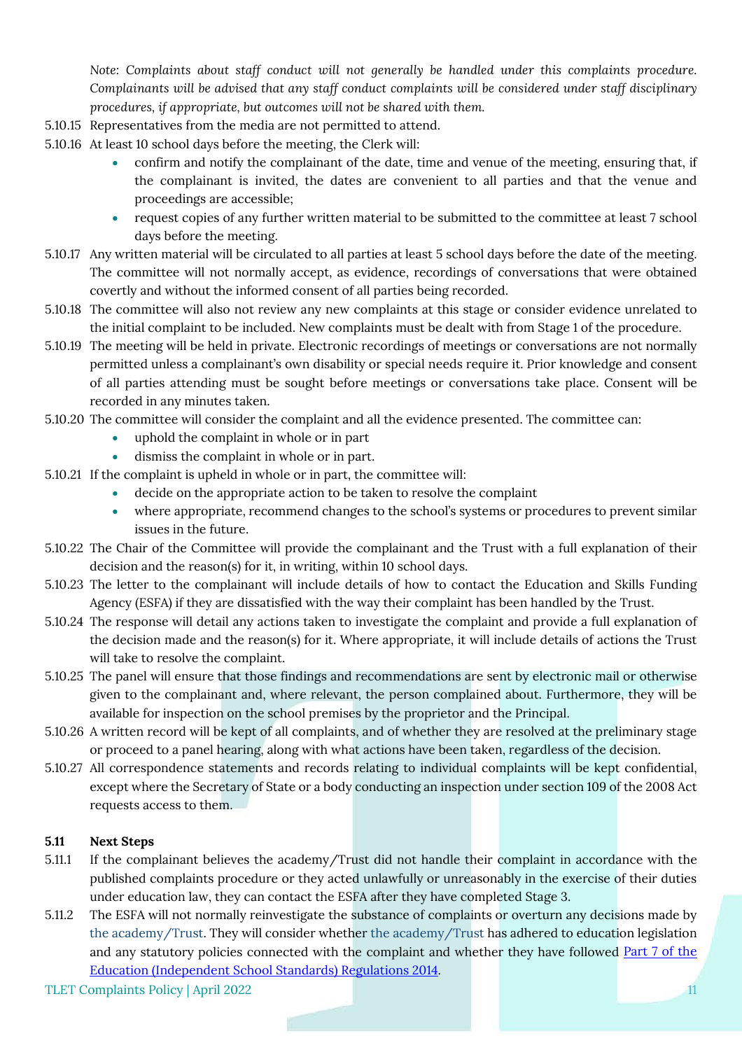*Note: Complaints about staff conduct will not generally be handled under this complaints procedure. Complainants will be advised that any staff conduct complaints will be considered under staff disciplinary procedures, if appropriate, but outcomes will not be shared with them.*

5.10.15 Representatives from the media are not permitted to attend.

5.10.16 At least 10 school days before the meeting, the Clerk will:

- confirm and notify the complainant of the date, time and venue of the meeting, ensuring that, if the complainant is invited, the dates are convenient to all parties and that the venue and proceedings are accessible;
- request copies of any further written material to be submitted to the committee at least 7 school days before the meeting.

5.10.17 Any written material will be circulated to all parties at least 5 school days before the date of the meeting. The committee will not normally accept, as evidence, recordings of conversations that were obtained covertly and without the informed consent of all parties being recorded.

5.10.18 The committee will also not review any new complaints at this stage or consider evidence unrelated to the initial complaint to be included. New complaints must be dealt with from Stage 1 of the procedure.

5.10.19 The meeting will be held in private. Electronic recordings of meetings or conversations are not normally permitted unless a complainant's own disability or special needs require it. Prior knowledge and consent of all parties attending must be sought before meetings or conversations take place. Consent will be recorded in any minutes taken.

5.10.20 The committee will consider the complaint and all the evidence presented. The committee can:

- uphold the complaint in whole or in part
- dismiss the complaint in whole or in part.

5.10.21 If the complaint is upheld in whole or in part, the committee will:

- decide on the appropriate action to be taken to resolve the complaint
- where appropriate, recommend changes to the school's systems or procedures to prevent similar issues in the future.

5.10.22 The Chair of the Committee will provide the complainant and the Trust with a full explanation of their decision and the reason(s) for it, in writing, within 10 school days.

5.10.23 The letter to the complainant will include details of how to contact the Education and Skills Funding Agency (ESFA) if they are dissatisfied with the way their complaint has been handled by the Trust.

5.10.24 The response will detail any actions taken to investigate the complaint and provide a full explanation of the decision made and the reason(s) for it. Where appropriate, it will include details of actions the Trust will take to resolve the complaint.

5.10.25 The panel will ensure that those findings and recommendations are sent by electronic mail or otherwise given to the complainant and, where relevant, the person complained about. Furthermore, they will be available for inspection on the school premises by the proprietor and the Principal.

5.10.26 A written record will be kept of all complaints, and of whether they are resolved at the preliminary stage or proceed to a panel hearing, along with what actions have been taken, regardless of the decision.

5.10.27 All correspondence statements and records relating to individual complaints will be kept confidential, except where the Secretary of State or a body conducting an inspection under section 109 of the 2008 Act requests access to them.

**5.11 Next Steps**

5.11.1 If the complainant believes the academy/Trust did not handle their complaint in accordance with the published complaints procedure or they acted unlawfully or unreasonably in the exercise of their duties under education law, they can contact the ESFA after they have completed Stage 3.

5.11.2 The ESFA will not normally reinvestigate the substance of complaints or overturn any decisions made by the academy/Trust. They will consider whether the academy/Trust has adhered to education legislation and any statutory policies connected with the complaint and whether they have followed [Part 7 of the Education (Independent School Standards) Regulations 2014].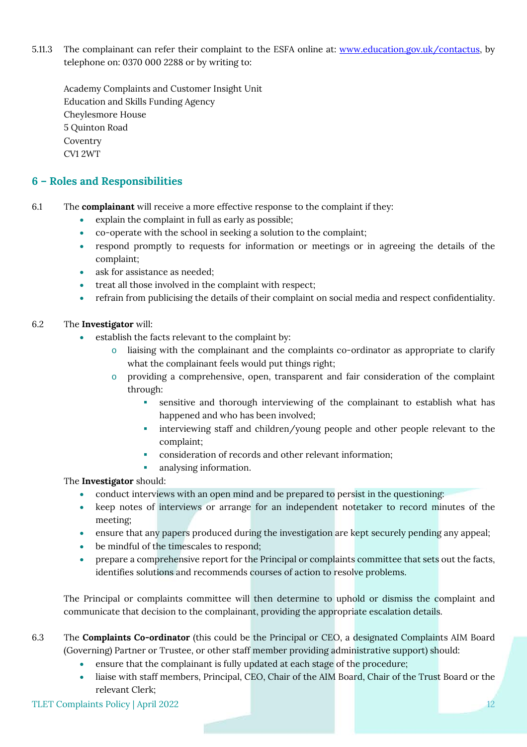5.11.3 The complainant can refer their complaint to the ESFA online at: [www.education.gov.uk/contactus](www.education.gov.uk/contactus), by telephone on: 0370 000 2288 or by writing to:

Academy Complaints and Customer Insight Unit
Education and Skills Funding Agency
Cheylesmore House
5 Quinton Road
Coventry
CV1 2WT

## 6 – Roles and Responsibilities

6.1 The **complainant** will receive a more effective response to the complaint if they:

- explain the complaint in full as early as possible;
- co-operate with the school in seeking a solution to the complaint;
- respond promptly to requests for information or meetings or in agreeing the details of the complaint;
- ask for assistance as needed;
- treat all those involved in the complaint with respect;
- refrain from publicising the details of their complaint on social media and respect confidentiality.

6.2 The **Investigator** will:

- establish the facts relevant to the complaint by:
  - liaising with the complainant and the complaints co-ordinator as appropriate to clarify what the complainant feels would put things right;
  - providing a comprehensive, open, transparent and fair consideration of the complaint through:
    - sensitive and thorough interviewing of the complainant to establish what has happened and who has been involved;
    - interviewing staff and children/young people and other people relevant to the complaint;
    - consideration of records and other relevant information;
    - analysing information.

The **Investigator** should:

- conduct interviews with an open mind and be prepared to persist in the questioning;
- keep notes of interviews or arrange for an independent notetaker to record minutes of the meeting;
- ensure that any papers produced during the investigation are kept securely pending any appeal;
- be mindful of the timescales to respond;
- prepare a comprehensive report for the Principal or complaints committee that sets out the facts, identifies solutions and recommends courses of action to resolve problems.

The Principal or complaints committee will then determine to uphold or dismiss the complaint and communicate that decision to the complainant, providing the appropriate escalation details.

6.3 The **Complaints Co-ordinator** (this could be the Principal or CEO, a designated Complaints AIM Board (Governing) Partner or Trustee, or other staff member providing administrative support) should:

- ensure that the complainant is fully updated at each stage of the procedure;
- liaise with staff members, Principal, CEO, Chair of the AIM Board, Chair of the Trust Board or the relevant Clerk;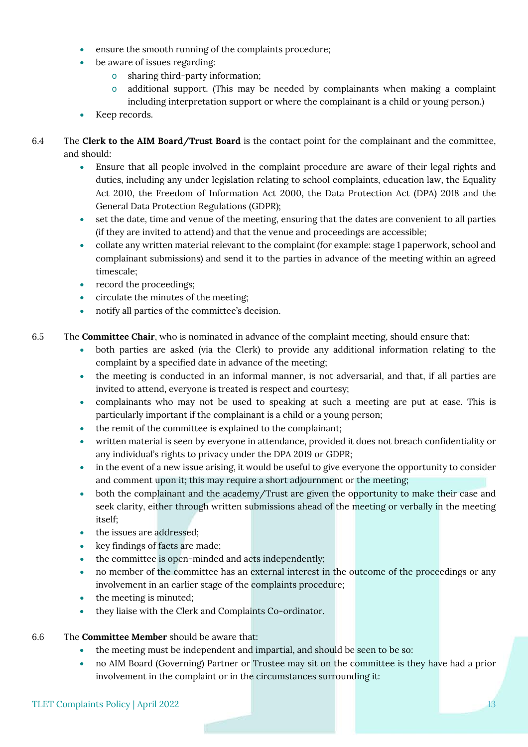- ensure the smooth running of the complaints procedure;
- be aware of issues regarding:
  - sharing third-party information;
  - additional support. (This may be needed by complainants when making a complaint including interpretation support or where the complainant is a child or young person.)
- Keep records.

6.4 The **Clerk to the AIM Board/Trust Board** is the contact point for the complainant and the committee, and should:

- Ensure that all people involved in the complaint procedure are aware of their legal rights and duties, including any under legislation relating to school complaints, education law, the Equality Act 2010, the Freedom of Information Act 2000, the Data Protection Act (DPA) 2018 and the General Data Protection Regulations (GDPR);
- set the date, time and venue of the meeting, ensuring that the dates are convenient to all parties (if they are invited to attend) and that the venue and proceedings are accessible;
- collate any written material relevant to the complaint (for example: stage 1 paperwork, school and complainant submissions) and send it to the parties in advance of the meeting within an agreed timescale;
- record the proceedings;
- circulate the minutes of the meeting;
- notify all parties of the committee's decision.

6.5 The **Committee Chair**, who is nominated in advance of the complaint meeting, should ensure that:

- both parties are asked (via the Clerk) to provide any additional information relating to the complaint by a specified date in advance of the meeting;
- the meeting is conducted in an informal manner, is not adversarial, and that, if all parties are invited to attend, everyone is treated is respect and courtesy;
- complainants who may not be used to speaking at such a meeting are put at ease. This is particularly important if the complainant is a child or a young person;
- the remit of the committee is explained to the complainant;
- written material is seen by everyone in attendance, provided it does not breach confidentiality or any individual's rights to privacy under the DPA 2019 or GDPR;
- in the event of a new issue arising, it would be useful to give everyone the opportunity to consider and comment upon it; this may require a short adjournment or the meeting;
- both the complainant and the academy/Trust are given the opportunity to make their case and seek clarity, either through written submissions ahead of the meeting or verbally in the meeting itself;
- the issues are addressed;
- key findings of facts are made;
- the committee is open-minded and acts independently;
- no member of the committee has an external interest in the outcome of the proceedings or any involvement in an earlier stage of the complaints procedure;
- the meeting is minuted;
- they liaise with the Clerk and Complaints Co-ordinator.

6.6 The **Committee Member** should be aware that:

- the meeting must be independent and impartial, and should be seen to be so:
- no AIM Board (Governing) Partner or Trustee may sit on the committee is they have had a prior involvement in the complaint or in the circumstances surrounding it: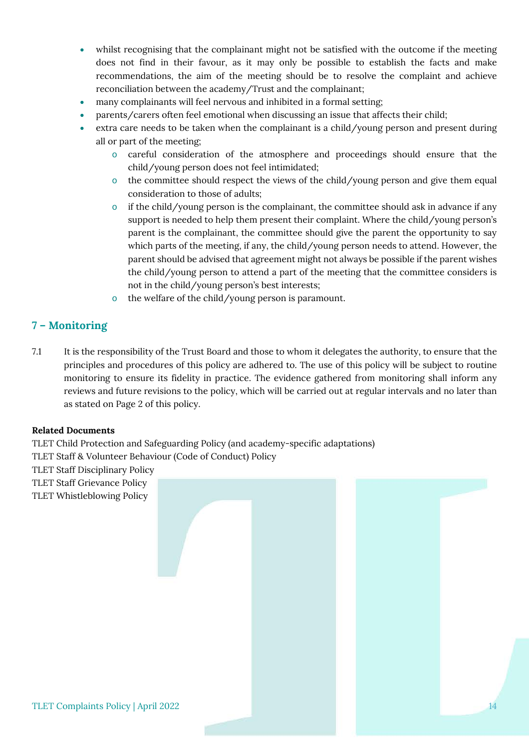- whilst recognising that the complainant might not be satisfied with the outcome if the meeting does not find in their favour, as it may only be possible to establish the facts and make recommendations, the aim of the meeting should be to resolve the complaint and achieve reconciliation between the academy/Trust and the complainant;
- many complainants will feel nervous and inhibited in a formal setting;
- parents/carers often feel emotional when discussing an issue that affects their child;
- extra care needs to be taken when the complainant is a child/young person and present during all or part of the meeting;
  - careful consideration of the atmosphere and proceedings should ensure that the child/young person does not feel intimidated;
  - the committee should respect the views of the child/young person and give them equal consideration to those of adults;
  - if the child/young person is the complainant, the committee should ask in advance if any support is needed to help them present their complaint. Where the child/young person's parent is the complainant, the committee should give the parent the opportunity to say which parts of the meeting, if any, the child/young person needs to attend. However, the parent should be advised that agreement might not always be possible if the parent wishes the child/young person to attend a part of the meeting that the committee considers is not in the child/young person's best interests;
  - the welfare of the child/young person is paramount.

## 7 – Monitoring

7.1 It is the responsibility of the Trust Board and those to whom it delegates the authority, to ensure that the principles and procedures of this policy are adhered to. The use of this policy will be subject to routine monitoring to ensure its fidelity in practice. The evidence gathered from monitoring shall inform any reviews and future revisions to the policy, which will be carried out at regular intervals and no later than as stated on Page 2 of this policy.

**Related Documents**

TLET Child Protection and Safeguarding Policy (and academy-specific adaptations)
TLET Staff & Volunteer Behaviour (Code of Conduct) Policy
TLET Staff Disciplinary Policy
TLET Staff Grievance Policy
TLET Whistleblowing Policy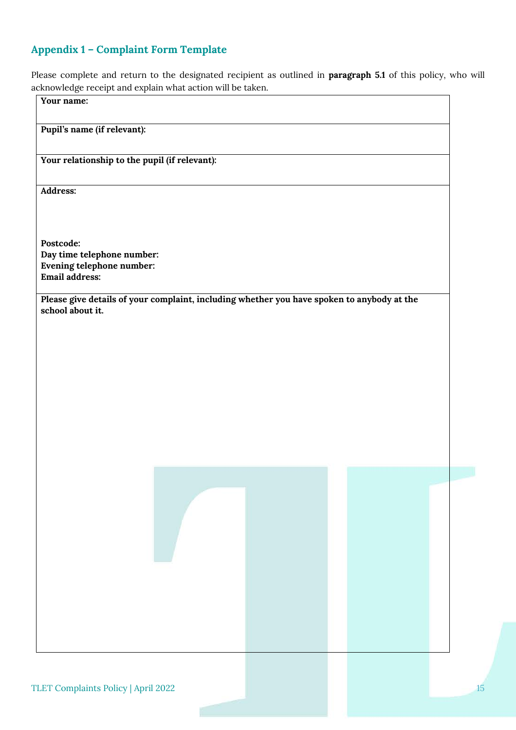## Appendix 1 – Complaint Form Template

Please complete and return to the designated recipient as outlined in **paragraph 5.1** of this policy, who will acknowledge receipt and explain what action will be taken.

| **Your name:** |
|---|
| **Pupil's name (if relevant):** |
| **Your relationship to the pupil (if relevant):** |
| **Address:**<br><br><br>**Postcode:**<br>**Day time telephone number:**<br>**Evening telephone number:**<br>**Email address:** |
| **Please give details of your complaint, including whether you have spoken to anybody at the school about it.** |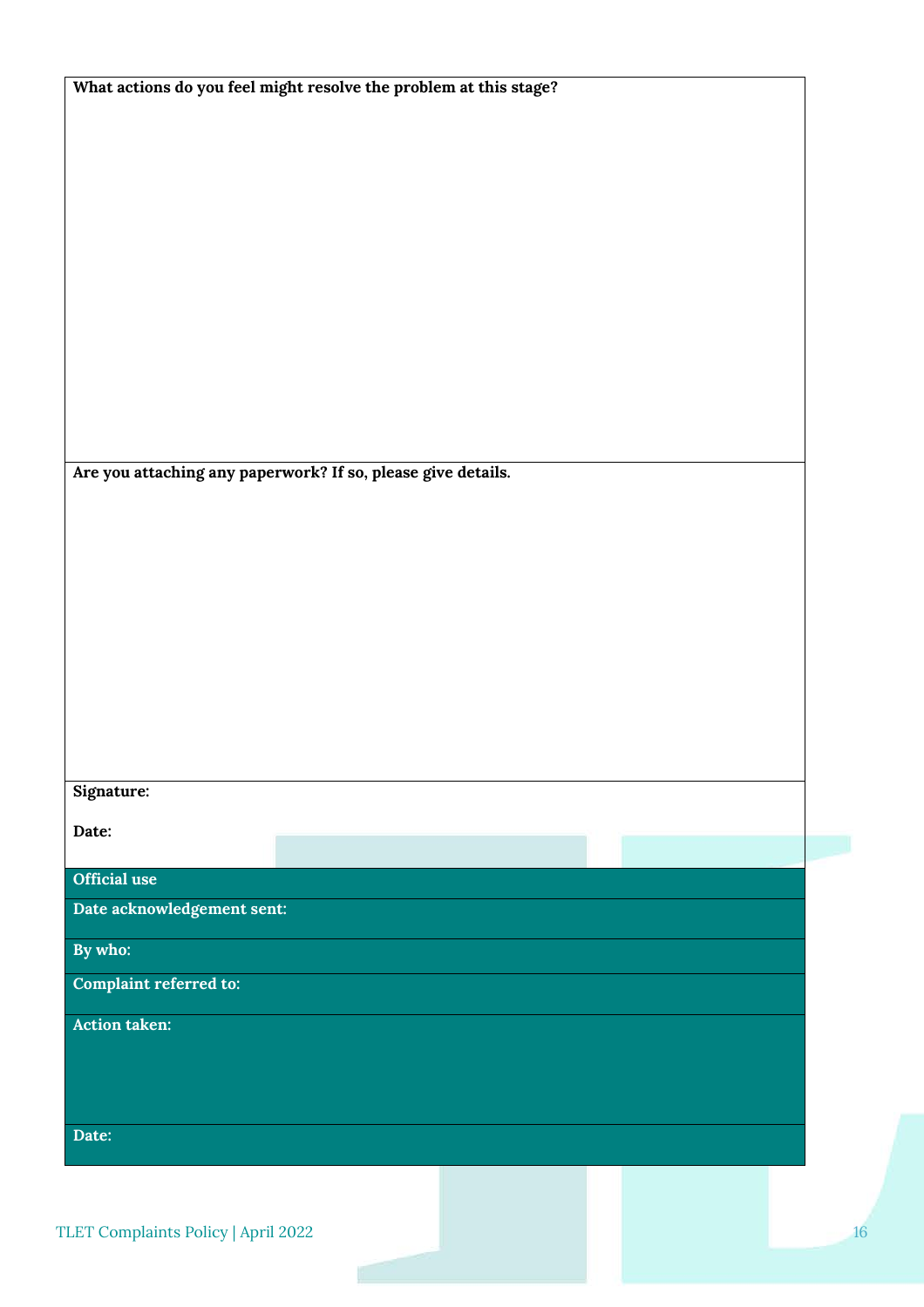| |
|---|
| **What actions do you feel might resolve the problem at this stage?** |
| **Are you attaching any paperwork? If so, please give details.** |
| **Signature:**<br><br>**Date:** |
| **Official use** |
| **Date acknowledgement sent:** |
| **By who:** |
| **Complaint referred to:** |
| **Action taken:** |
| **Date:** |